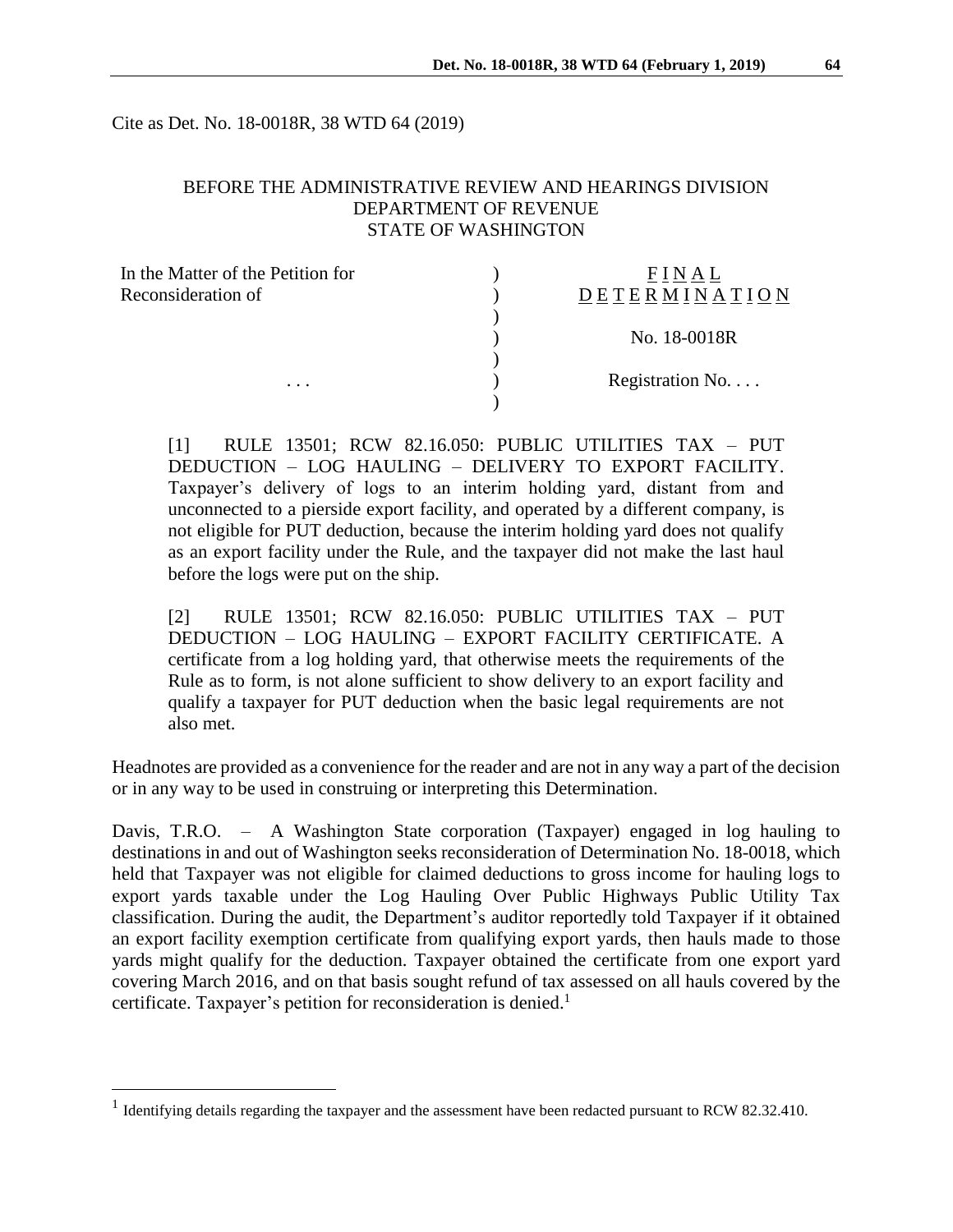Cite as Det. No. 18-0018R, 38 WTD 64 (2019)

BEFORE THE ADMINISTRATIVE REVIEW AND HEARINGS DIVISION
DEPARTMENT OF REVENUE
STATE OF WASHINGTON

| In the Matter of the Petition for Reconsideration of | ) | FINAL DETERMINATION |
|---|---|---|
| | ) | No. 18-0018R |
| . . . | ) | Registration No. . . . |

[1] RULE 13501; RCW 82.16.050: PUBLIC UTILITIES TAX – PUT DEDUCTION – LOG HAULING – DELIVERY TO EXPORT FACILITY. Taxpayer's delivery of logs to an interim holding yard, distant from and unconnected to a pierside export facility, and operated by a different company, is not eligible for PUT deduction, because the interim holding yard does not qualify as an export facility under the Rule, and the taxpayer did not make the last haul before the logs were put on the ship.

[2] RULE 13501; RCW 82.16.050: PUBLIC UTILITIES TAX – PUT DEDUCTION – LOG HAULING – EXPORT FACILITY CERTIFICATE. A certificate from a log holding yard, that otherwise meets the requirements of the Rule as to form, is not alone sufficient to show delivery to an export facility and qualify a taxpayer for PUT deduction when the basic legal requirements are not also met.

Headnotes are provided as a convenience for the reader and are not in any way a part of the decision or in any way to be used in construing or interpreting this Determination.

Davis, T.R.O. – A Washington State corporation (Taxpayer) engaged in log hauling to destinations in and out of Washington seeks reconsideration of Determination No. 18-0018, which held that Taxpayer was not eligible for claimed deductions to gross income for hauling logs to export yards taxable under the Log Hauling Over Public Highways Public Utility Tax classification. During the audit, the Department's auditor reportedly told Taxpayer if it obtained an export facility exemption certificate from qualifying export yards, then hauls made to those yards might qualify for the deduction. Taxpayer obtained the certificate from one export yard covering March 2016, and on that basis sought refund of tax assessed on all hauls covered by the certificate. Taxpayer's petition for reconsideration is denied.[1]

[1] Identifying details regarding the taxpayer and the assessment have been redacted pursuant to RCW 82.32.410.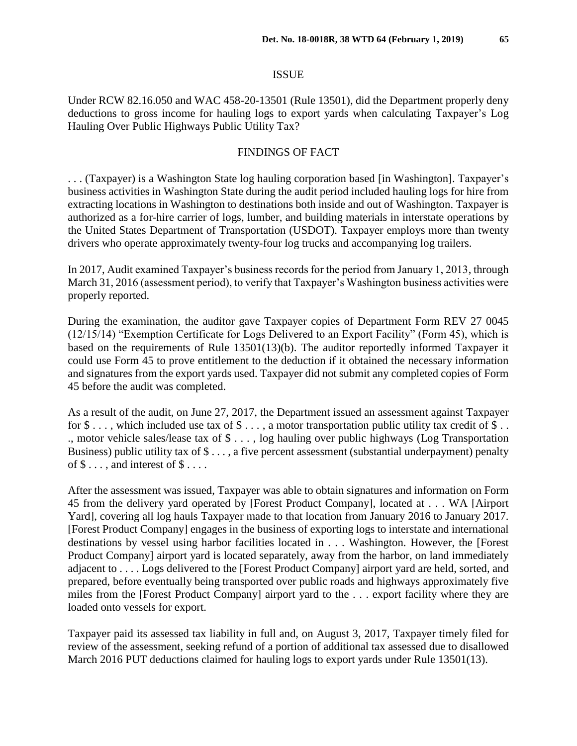## ISSUE

Under RCW 82.16.050 and WAC 458-20-13501 (Rule 13501), did the Department properly deny deductions to gross income for hauling logs to export yards when calculating Taxpayer's Log Hauling Over Public Highways Public Utility Tax?

## FINDINGS OF FACT

. . . (Taxpayer) is a Washington State log hauling corporation based [in Washington]. Taxpayer's business activities in Washington State during the audit period included hauling logs for hire from extracting locations in Washington to destinations both inside and out of Washington. Taxpayer is authorized as a for-hire carrier of logs, lumber, and building materials in interstate operations by the United States Department of Transportation (USDOT). Taxpayer employs more than twenty drivers who operate approximately twenty-four log trucks and accompanying log trailers.

In 2017, Audit examined Taxpayer's business records for the period from January 1, 2013, through March 31, 2016 (assessment period), to verify that Taxpayer's Washington business activities were properly reported.

During the examination, the auditor gave Taxpayer copies of Department Form REV 27 0045 (12/15/14) "Exemption Certificate for Logs Delivered to an Export Facility" (Form 45), which is based on the requirements of Rule 13501(13)(b). The auditor reportedly informed Taxpayer it could use Form 45 to prove entitlement to the deduction if it obtained the necessary information and signatures from the export yards used. Taxpayer did not submit any completed copies of Form 45 before the audit was completed.

As a result of the audit, on June 27, 2017, the Department issued an assessment against Taxpayer for $ . . . , which included use tax of $ . . . , a motor transportation public utility tax credit of $ . . ., motor vehicle sales/lease tax of $ . . . , log hauling over public highways (Log Transportation Business) public utility tax of $ . . . , a five percent assessment (substantial underpayment) penalty of $ . . . , and interest of $ . . . .

After the assessment was issued, Taxpayer was able to obtain signatures and information on Form 45 from the delivery yard operated by [Forest Product Company], located at . . . WA [Airport Yard], covering all log hauls Taxpayer made to that location from January 2016 to January 2017. [Forest Product Company] engages in the business of exporting logs to interstate and international destinations by vessel using harbor facilities located in . . . Washington. However, the [Forest Product Company] airport yard is located separately, away from the harbor, on land immediately adjacent to . . . . Logs delivered to the [Forest Product Company] airport yard are held, sorted, and prepared, before eventually being transported over public roads and highways approximately five miles from the [Forest Product Company] airport yard to the . . . export facility where they are loaded onto vessels for export.

Taxpayer paid its assessed tax liability in full and, on August 3, 2017, Taxpayer timely filed for review of the assessment, seeking refund of a portion of additional tax assessed due to disallowed March 2016 PUT deductions claimed for hauling logs to export yards under Rule 13501(13).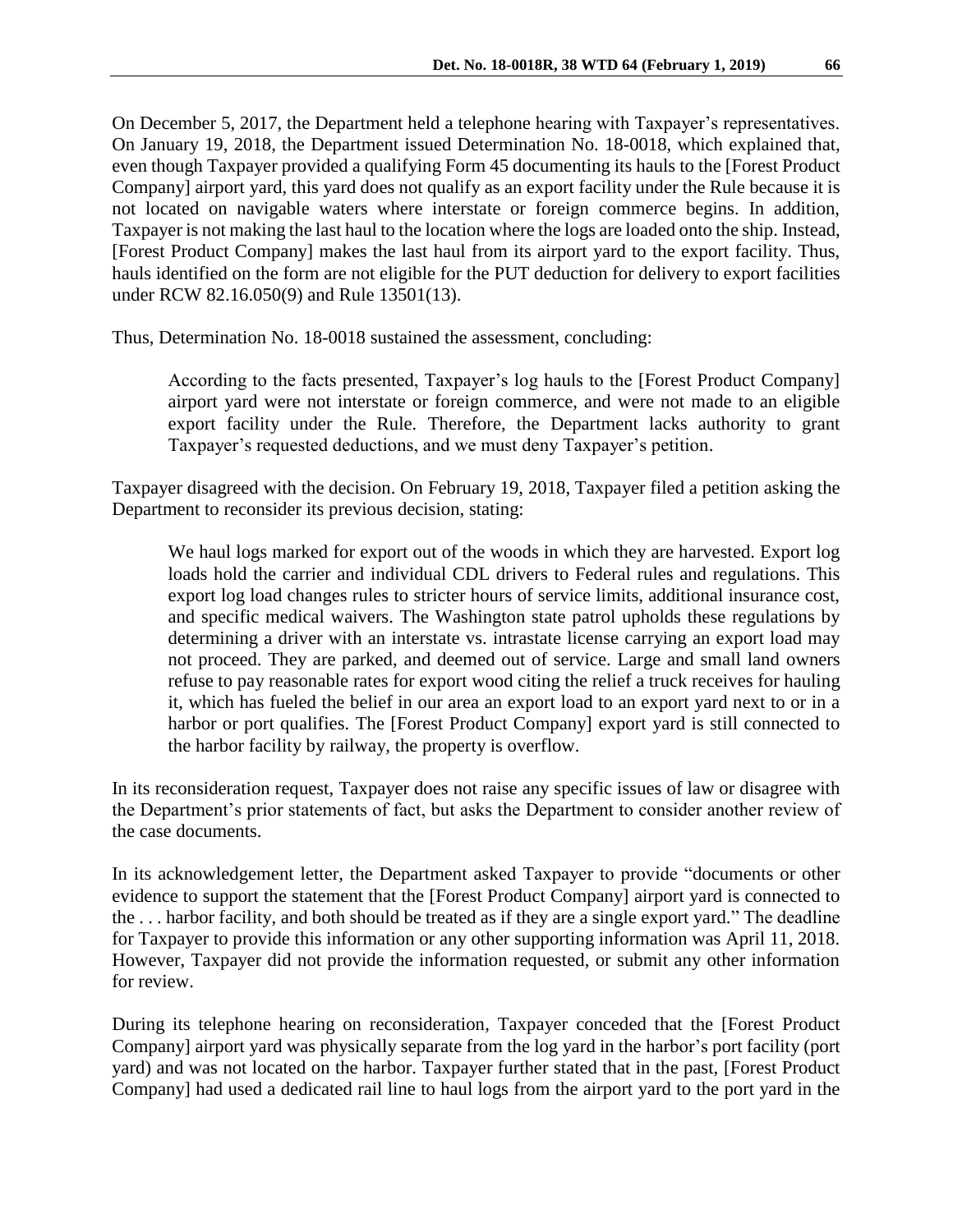On December 5, 2017, the Department held a telephone hearing with Taxpayer's representatives. On January 19, 2018, the Department issued Determination No. 18-0018, which explained that, even though Taxpayer provided a qualifying Form 45 documenting its hauls to the [Forest Product Company] airport yard, this yard does not qualify as an export facility under the Rule because it is not located on navigable waters where interstate or foreign commerce begins. In addition, Taxpayer is not making the last haul to the location where the logs are loaded onto the ship. Instead, [Forest Product Company] makes the last haul from its airport yard to the export facility. Thus, hauls identified on the form are not eligible for the PUT deduction for delivery to export facilities under RCW 82.16.050(9) and Rule 13501(13).

Thus, Determination No. 18-0018 sustained the assessment, concluding:

> According to the facts presented, Taxpayer's log hauls to the [Forest Product Company] airport yard were not interstate or foreign commerce, and were not made to an eligible export facility under the Rule. Therefore, the Department lacks authority to grant Taxpayer's requested deductions, and we must deny Taxpayer's petition.

Taxpayer disagreed with the decision. On February 19, 2018, Taxpayer filed a petition asking the Department to reconsider its previous decision, stating:

> We haul logs marked for export out of the woods in which they are harvested. Export log loads hold the carrier and individual CDL drivers to Federal rules and regulations. This export log load changes rules to stricter hours of service limits, additional insurance cost, and specific medical waivers. The Washington state patrol upholds these regulations by determining a driver with an interstate vs. intrastate license carrying an export load may not proceed. They are parked, and deemed out of service. Large and small land owners refuse to pay reasonable rates for export wood citing the relief a truck receives for hauling it, which has fueled the belief in our area an export load to an export yard next to or in a harbor or port qualifies. The [Forest Product Company] export yard is still connected to the harbor facility by railway, the property is overflow.

In its reconsideration request, Taxpayer does not raise any specific issues of law or disagree with the Department's prior statements of fact, but asks the Department to consider another review of the case documents.

In its acknowledgement letter, the Department asked Taxpayer to provide "documents or other evidence to support the statement that the [Forest Product Company] airport yard is connected to the . . . harbor facility, and both should be treated as if they are a single export yard." The deadline for Taxpayer to provide this information or any other supporting information was April 11, 2018. However, Taxpayer did not provide the information requested, or submit any other information for review.

During its telephone hearing on reconsideration, Taxpayer conceded that the [Forest Product Company] airport yard was physically separate from the log yard in the harbor's port facility (port yard) and was not located on the harbor. Taxpayer further stated that in the past, [Forest Product Company] had used a dedicated rail line to haul logs from the airport yard to the port yard in the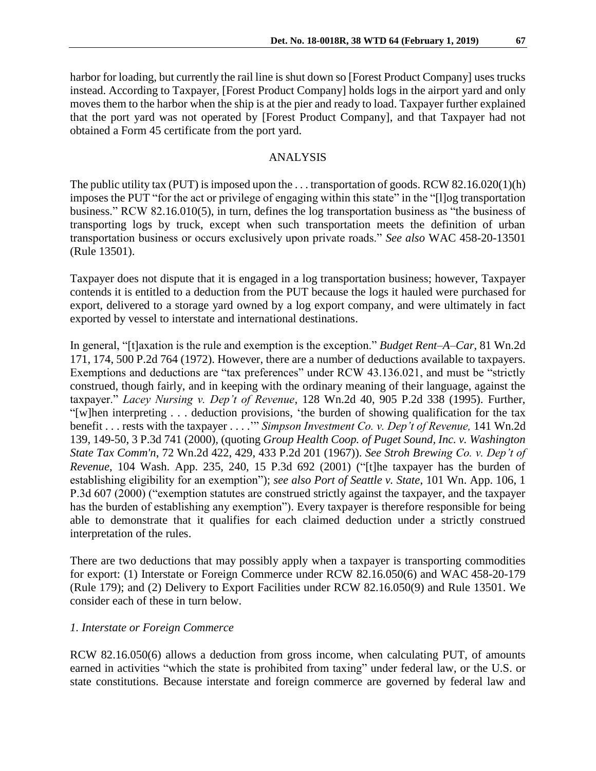harbor for loading, but currently the rail line is shut down so [Forest Product Company] uses trucks instead. According to Taxpayer, [Forest Product Company] holds logs in the airport yard and only moves them to the harbor when the ship is at the pier and ready to load. Taxpayer further explained that the port yard was not operated by [Forest Product Company], and that Taxpayer had not obtained a Form 45 certificate from the port yard.

## ANALYSIS

The public utility tax (PUT) is imposed upon the . . . transportation of goods. RCW 82.16.020(1)(h) imposes the PUT "for the act or privilege of engaging within this state" in the "[l]og transportation business." RCW 82.16.010(5), in turn, defines the log transportation business as "the business of transporting logs by truck, except when such transportation meets the definition of urban transportation business or occurs exclusively upon private roads." *See also* WAC 458-20-13501 (Rule 13501).

Taxpayer does not dispute that it is engaged in a log transportation business; however, Taxpayer contends it is entitled to a deduction from the PUT because the logs it hauled were purchased for export, delivered to a storage yard owned by a log export company, and were ultimately in fact exported by vessel to interstate and international destinations.

In general, "[t]axation is the rule and exemption is the exception." *Budget Rent–A–Car,* 81 Wn.2d 171, 174, 500 P.2d 764 (1972). However, there are a number of deductions available to taxpayers. Exemptions and deductions are "tax preferences" under RCW 43.136.021, and must be "strictly construed, though fairly, and in keeping with the ordinary meaning of their language, against the taxpayer." *Lacey Nursing v. Dep't of Revenue*, 128 Wn.2d 40, 905 P.2d 338 (1995). Further, "[w]hen interpreting . . . deduction provisions, 'the burden of showing qualification for the tax benefit . . . rests with the taxpayer . . . .'" *Simpson Investment Co. v. Dep't of Revenue,* 141 Wn.2d 139, 149-50, 3 P.3d 741 (2000), (quoting *Group Health Coop. of Puget Sound, Inc. v. Washington State Tax Comm'n*, 72 Wn.2d 422, 429, 433 P.2d 201 (1967)). *See Stroh Brewing Co. v. Dep't of Revenue*, 104 Wash. App. 235, 240, 15 P.3d 692 (2001) ("[t]he taxpayer has the burden of establishing eligibility for an exemption"); *see also Port of Seattle v. State*, 101 Wn. App. 106, 1 P.3d 607 (2000) ("exemption statutes are construed strictly against the taxpayer, and the taxpayer has the burden of establishing any exemption"). Every taxpayer is therefore responsible for being able to demonstrate that it qualifies for each claimed deduction under a strictly construed interpretation of the rules.

There are two deductions that may possibly apply when a taxpayer is transporting commodities for export: (1) Interstate or Foreign Commerce under RCW 82.16.050(6) and WAC 458-20-179 (Rule 179); and (2) Delivery to Export Facilities under RCW 82.16.050(9) and Rule 13501. We consider each of these in turn below.

### *1. Interstate or Foreign Commerce*

RCW 82.16.050(6) allows a deduction from gross income, when calculating PUT, of amounts earned in activities "which the state is prohibited from taxing" under federal law, or the U.S. or state constitutions. Because interstate and foreign commerce are governed by federal law and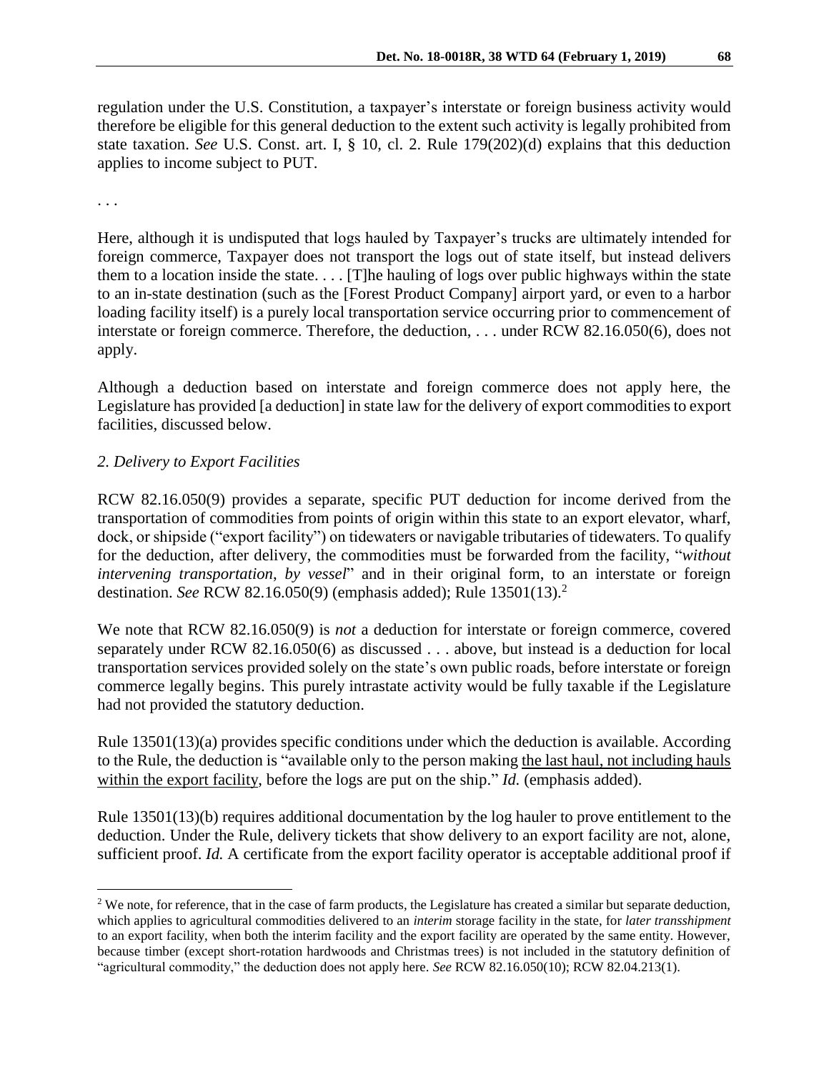regulation under the U.S. Constitution, a taxpayer's interstate or foreign business activity would therefore be eligible for this general deduction to the extent such activity is legally prohibited from state taxation. *See* U.S. Const. art. I, § 10, cl. 2. Rule 179(202)(d) explains that this deduction applies to income subject to PUT.

. . .

Here, although it is undisputed that logs hauled by Taxpayer's trucks are ultimately intended for foreign commerce, Taxpayer does not transport the logs out of state itself, but instead delivers them to a location inside the state. . . . [T]he hauling of logs over public highways within the state to an in-state destination (such as the [Forest Product Company] airport yard, or even to a harbor loading facility itself) is a purely local transportation service occurring prior to commencement of interstate or foreign commerce. Therefore, the deduction, . . . under RCW 82.16.050(6), does not apply.

Although a deduction based on interstate and foreign commerce does not apply here, the Legislature has provided [a deduction] in state law for the delivery of export commodities to export facilities, discussed below.

*2. Delivery to Export Facilities*

RCW 82.16.050(9) provides a separate, specific PUT deduction for income derived from the transportation of commodities from points of origin within this state to an export elevator, wharf, dock, or shipside ("export facility") on tidewaters or navigable tributaries of tidewaters. To qualify for the deduction, after delivery, the commodities must be forwarded from the facility, "*without intervening transportation, by vessel*" and in their original form, to an interstate or foreign destination. *See* RCW 82.16.050(9) (emphasis added); Rule 13501(13).[2]

We note that RCW 82.16.050(9) is *not* a deduction for interstate or foreign commerce, covered separately under RCW 82.16.050(6) as discussed . . . above, but instead is a deduction for local transportation services provided solely on the state's own public roads, before interstate or foreign commerce legally begins. This purely intrastate activity would be fully taxable if the Legislature had not provided the statutory deduction.

Rule 13501(13)(a) provides specific conditions under which the deduction is available. According to the Rule, the deduction is "available only to the person making the last haul, not including hauls within the export facility, before the logs are put on the ship." *Id.* (emphasis added).

Rule 13501(13)(b) requires additional documentation by the log hauler to prove entitlement to the deduction. Under the Rule, delivery tickets that show delivery to an export facility are not, alone, sufficient proof. *Id.* A certificate from the export facility operator is acceptable additional proof if

[2] We note, for reference, that in the case of farm products, the Legislature has created a similar but separate deduction, which applies to agricultural commodities delivered to an *interim* storage facility in the state, for *later transshipment* to an export facility, when both the interim facility and the export facility are operated by the same entity. However, because timber (except short-rotation hardwoods and Christmas trees) is not included in the statutory definition of "agricultural commodity," the deduction does not apply here. *See* RCW 82.16.050(10); RCW 82.04.213(1).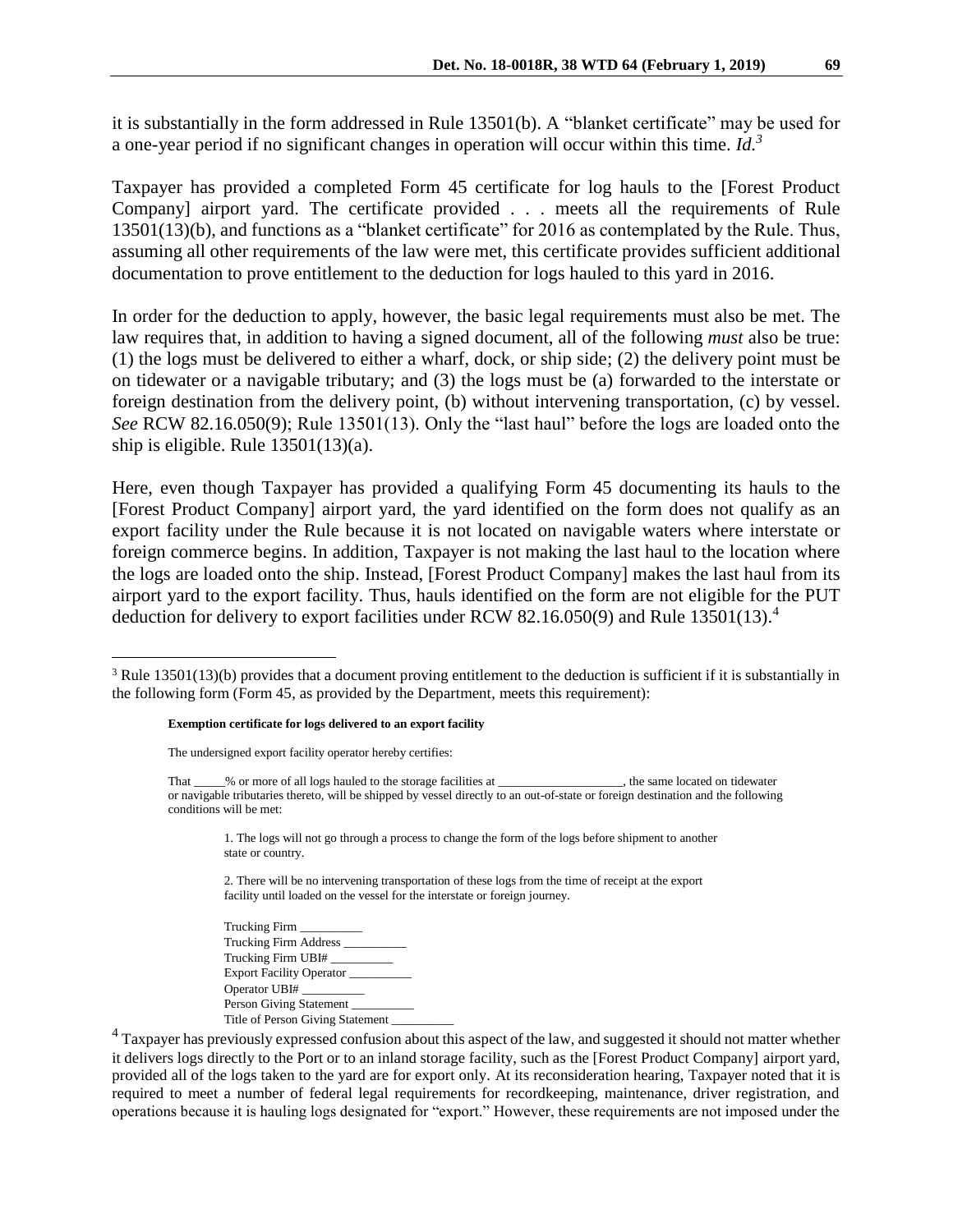it is substantially in the form addressed in Rule 13501(b). A "blanket certificate" may be used for a one-year period if no significant changes in operation will occur within this time. *Id.*[3]

Taxpayer has provided a completed Form 45 certificate for log hauls to the [Forest Product Company] airport yard. The certificate provided . . . meets all the requirements of Rule 13501(13)(b), and functions as a "blanket certificate" for 2016 as contemplated by the Rule. Thus, assuming all other requirements of the law were met, this certificate provides sufficient additional documentation to prove entitlement to the deduction for logs hauled to this yard in 2016.

In order for the deduction to apply, however, the basic legal requirements must also be met. The law requires that, in addition to having a signed document, all of the following *must* also be true: (1) the logs must be delivered to either a wharf, dock, or ship side; (2) the delivery point must be on tidewater or a navigable tributary; and (3) the logs must be (a) forwarded to the interstate or foreign destination from the delivery point, (b) without intervening transportation, (c) by vessel. *See* RCW 82.16.050(9); Rule 13501(13). Only the "last haul" before the logs are loaded onto the ship is eligible. Rule 13501(13)(a).

Here, even though Taxpayer has provided a qualifying Form 45 documenting its hauls to the [Forest Product Company] airport yard, the yard identified on the form does not qualify as an export facility under the Rule because it is not located on navigable waters where interstate or foreign commerce begins. In addition, Taxpayer is not making the last haul to the location where the logs are loaded onto the ship. Instead, [Forest Product Company] makes the last haul from its airport yard to the export facility. Thus, hauls identified on the form are not eligible for the PUT deduction for delivery to export facilities under RCW 82.16.050(9) and Rule 13501(13).[4]

---

[3] Rule 13501(13)(b) provides that a document proving entitlement to the deduction is sufficient if it is substantially in the following form (Form 45, as provided by the Department, meets this requirement):

> **Exemption certificate for logs delivered to an export facility**
>
> The undersigned export facility operator hereby certifies:
>
> That _____% or more of all logs hauled to the storage facilities at ___________________, the same located on tidewater or navigable tributaries thereto, will be shipped by vessel directly to an out-of-state or foreign destination and the following conditions will be met:
>
> 1. The logs will not go through a process to change the form of the logs before shipment to another state or country.
>
> 2. There will be no intervening transportation of these logs from the time of receipt at the export facility until loaded on the vessel for the interstate or foreign journey.
>
> Trucking Firm __________
> Trucking Firm Address __________
> Trucking Firm UBI# __________
> Export Facility Operator __________
> Operator UBI# __________
> Person Giving Statement __________
> Title of Person Giving Statement __________

[4] Taxpayer has previously expressed confusion about this aspect of the law, and suggested it should not matter whether it delivers logs directly to the Port or to an inland storage facility, such as the [Forest Product Company] airport yard, provided all of the logs taken to the yard are for export only. At its reconsideration hearing, Taxpayer noted that it is required to meet a number of federal legal requirements for recordkeeping, maintenance, driver registration, and operations because it is hauling logs designated for "export." However, these requirements are not imposed under the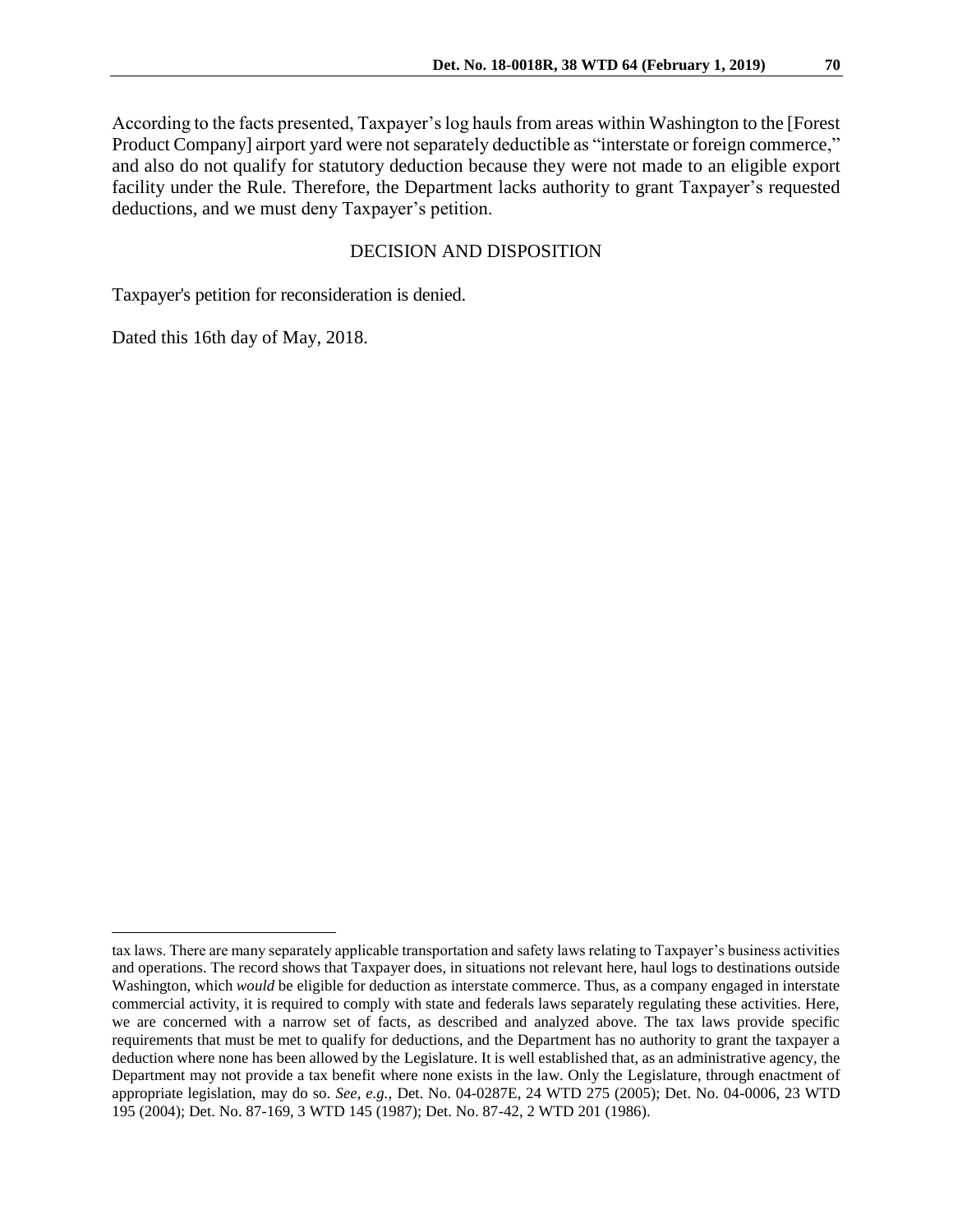According to the facts presented, Taxpayer's log hauls from areas within Washington to the [Forest Product Company] airport yard were not separately deductible as "interstate or foreign commerce," and also do not qualify for statutory deduction because they were not made to an eligible export facility under the Rule. Therefore, the Department lacks authority to grant Taxpayer's requested deductions, and we must deny Taxpayer's petition.

## DECISION AND DISPOSITION

Taxpayer's petition for reconsideration is denied.

Dated this 16th day of May, 2018.

---

tax laws. There are many separately applicable transportation and safety laws relating to Taxpayer's business activities and operations. The record shows that Taxpayer does, in situations not relevant here, haul logs to destinations outside Washington, which *would* be eligible for deduction as interstate commerce. Thus, as a company engaged in interstate commercial activity, it is required to comply with state and federals laws separately regulating these activities. Here, we are concerned with a narrow set of facts, as described and analyzed above. The tax laws provide specific requirements that must be met to qualify for deductions, and the Department has no authority to grant the taxpayer a deduction where none has been allowed by the Legislature. It is well established that, as an administrative agency, the Department may not provide a tax benefit where none exists in the law. Only the Legislature, through enactment of appropriate legislation, may do so. *See, e.g.,* Det. No. 04-0287E, 24 WTD 275 (2005); Det. No. 04-0006, 23 WTD 195 (2004); Det. No. 87-169, 3 WTD 145 (1987); Det. No. 87-42, 2 WTD 201 (1986).